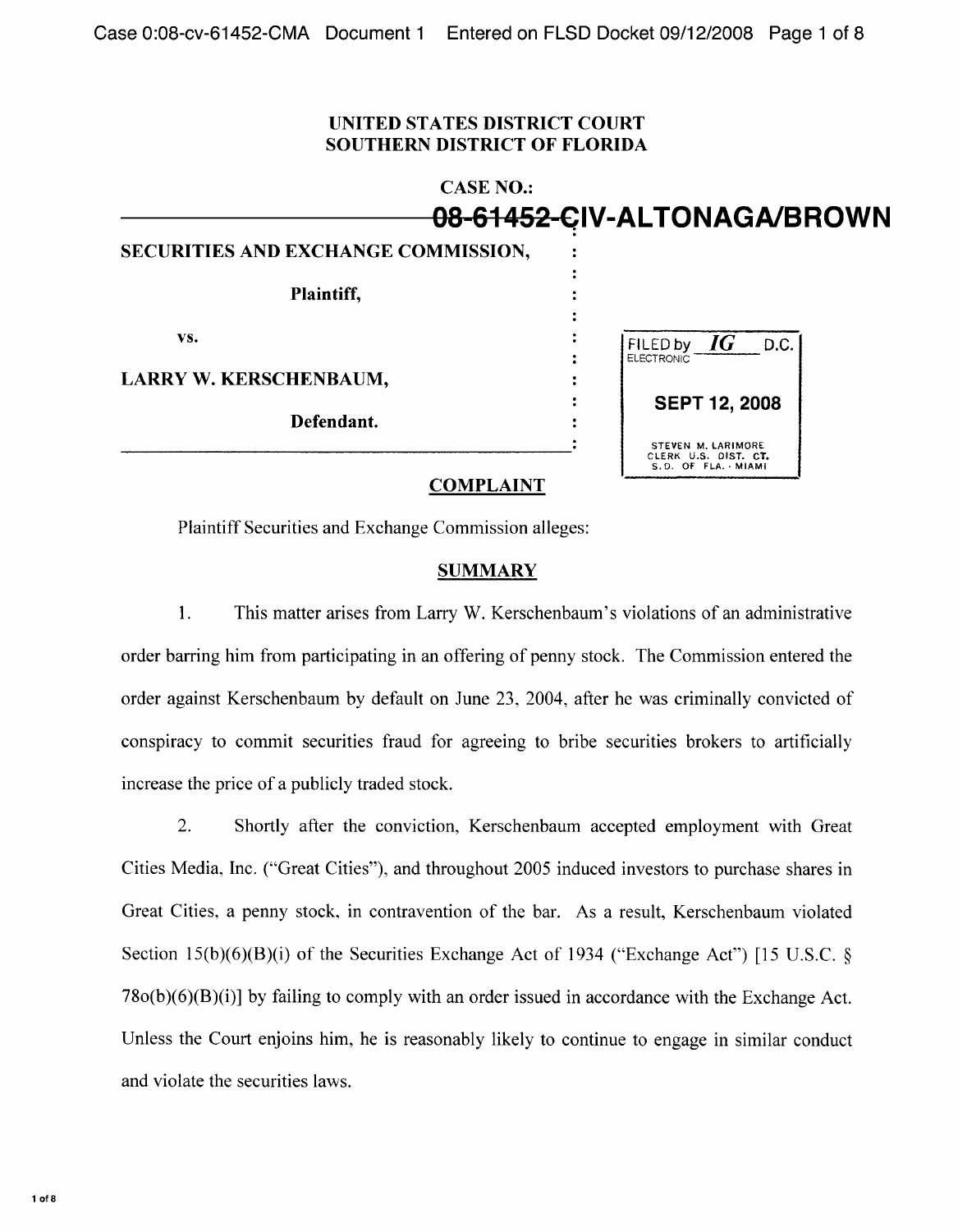**UNITED STATES DISTRICT COURT**
**SOUTHERN DISTRICT OF FLORIDA**

**CASE NO.:**
**08-61452-CIV-ALTONAGA/BROWN**

**SECURITIES AND EXCHANGE COMMISSION,**

**Plaintiff,**

**vs.**

**LARRY W. KERSCHENBAUM,**

**Defendant.**

FILED by IG D.C.
ELECTRONIC

**SEPT 12, 2008**

STEVEN M. LARIMORE
CLERK U.S. DIST. CT.
S.D. OF FLA. - MIAMI

## COMPLAINT

Plaintiff Securities and Exchange Commission alleges:

## SUMMARY

1. This matter arises from Larry W. Kerschenbaum's violations of an administrative order barring him from participating in an offering of penny stock. The Commission entered the order against Kerschenbaum by default on June 23, 2004, after he was criminally convicted of conspiracy to commit securities fraud for agreeing to bribe securities brokers to artificially increase the price of a publicly traded stock.

2. Shortly after the conviction, Kerschenbaum accepted employment with Great Cities Media, Inc. ("Great Cities"), and throughout 2005 induced investors to purchase shares in Great Cities, a penny stock, in contravention of the bar. As a result, Kerschenbaum violated Section 15(b)(6)(B)(i) of the Securities Exchange Act of 1934 ("Exchange Act") [15 U.S.C. § 78o(b)(6)(B)(i)] by failing to comply with an order issued in accordance with the Exchange Act. Unless the Court enjoins him, he is reasonably likely to continue to engage in similar conduct and violate the securities laws.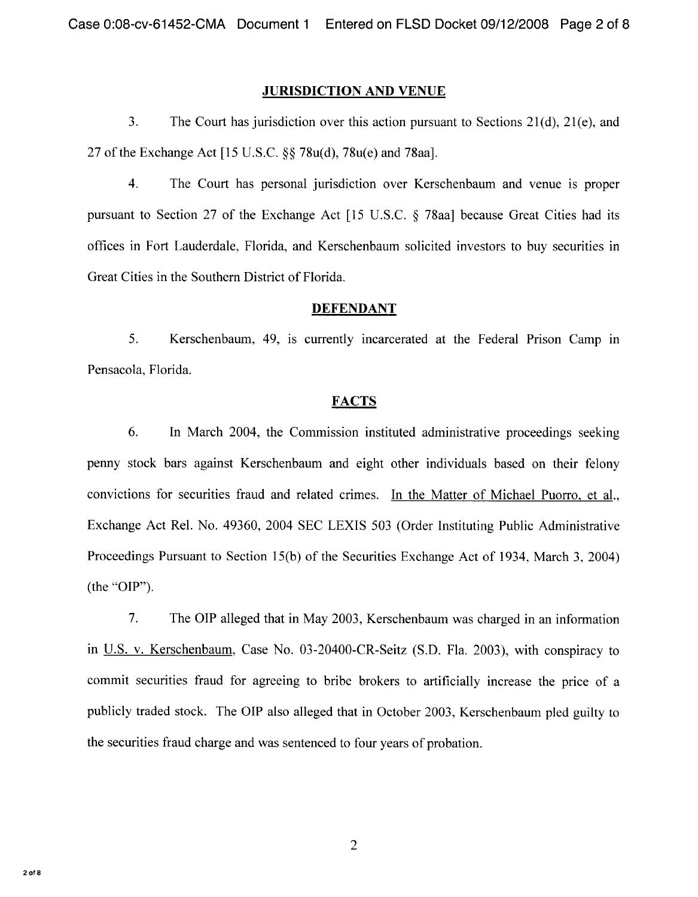## JURISDICTION AND VENUE

3. The Court has jurisdiction over this action pursuant to Sections 21(d), 21(e), and 27 of the Exchange Act [15 U.S.C. §§ 78u(d), 78u(e) and 78aa].

4. The Court has personal jurisdiction over Kerschenbaum and venue is proper pursuant to Section 27 of the Exchange Act [15 U.S.C. § 78aa] because Great Cities had its offices in Fort Lauderdale, Florida, and Kerschenbaum solicited investors to buy securities in Great Cities in the Southern District of Florida.

## DEFENDANT

5. Kerschenbaum, 49, is currently incarcerated at the Federal Prison Camp in Pensacola, Florida.

## FACTS

6. In March 2004, the Commission instituted administrative proceedings seeking penny stock bars against Kerschenbaum and eight other individuals based on their felony convictions for securities fraud and related crimes. In the Matter of Michael Puorro, et al., Exchange Act Rel. No. 49360, 2004 SEC LEXIS 503 (Order Instituting Public Administrative Proceedings Pursuant to Section 15(b) of the Securities Exchange Act of 1934, March 3, 2004) (the "OIP").

7. The OIP alleged that in May 2003, Kerschenbaum was charged in an information in U.S. v. Kerschenbaum, Case No. 03-20400-CR-Seitz (S.D. Fla. 2003), with conspiracy to commit securities fraud for agreeing to bribe brokers to artificially increase the price of a publicly traded stock. The OIP also alleged that in October 2003, Kerschenbaum pled guilty to the securities fraud charge and was sentenced to four years of probation.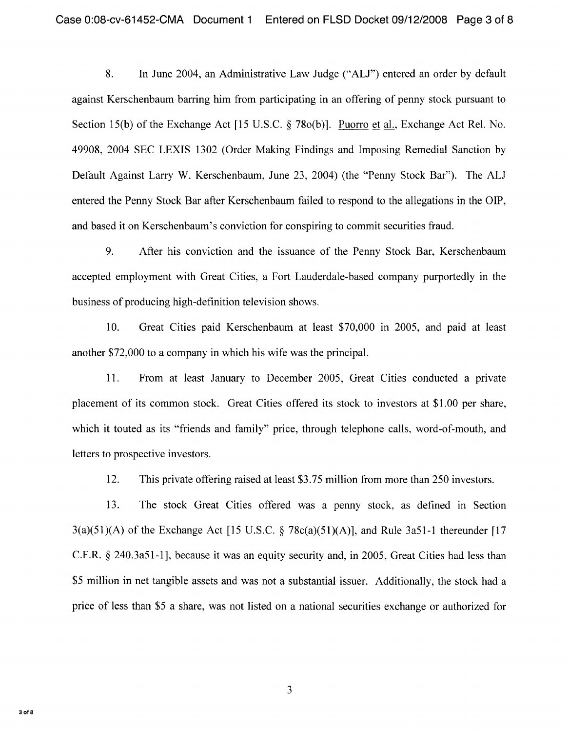8. In June 2004, an Administrative Law Judge ("ALJ") entered an order by default against Kerschenbaum barring him from participating in an offering of penny stock pursuant to Section 15(b) of the Exchange Act [15 U.S.C. § 78o(b)]. Puorro et al., Exchange Act Rel. No. 49908, 2004 SEC LEXIS 1302 (Order Making Findings and Imposing Remedial Sanction by Default Against Larry W. Kerschenbaum, June 23, 2004) (the "Penny Stock Bar"). The ALJ entered the Penny Stock Bar after Kerschenbaum failed to respond to the allegations in the OIP, and based it on Kerschenbaum's conviction for conspiring to commit securities fraud.

9. After his conviction and the issuance of the Penny Stock Bar, Kerschenbaum accepted employment with Great Cities, a Fort Lauderdale-based company purportedly in the business of producing high-definition television shows.

10. Great Cities paid Kerschenbaum at least $70,000 in 2005, and paid at least another $72,000 to a company in which his wife was the principal.

11. From at least January to December 2005, Great Cities conducted a private placement of its common stock. Great Cities offered its stock to investors at $1.00 per share, which it touted as its "friends and family" price, through telephone calls, word-of-mouth, and letters to prospective investors.

12. This private offering raised at least $3.75 million from more than 250 investors.

13. The stock Great Cities offered was a penny stock, as defined in Section 3(a)(51)(A) of the Exchange Act [15 U.S.C. § 78c(a)(51)(A)], and Rule 3a51-1 thereunder [17 C.F.R. § 240.3a51-1], because it was an equity security and, in 2005, Great Cities had less than $5 million in net tangible assets and was not a substantial issuer. Additionally, the stock had a price of less than $5 a share, was not listed on a national securities exchange or authorized for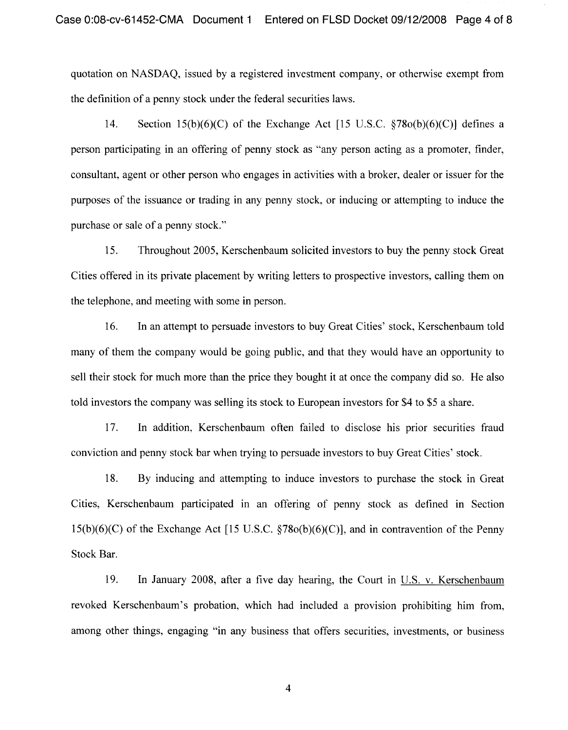quotation on NASDAQ, issued by a registered investment company, or otherwise exempt from the definition of a penny stock under the federal securities laws.

14. Section 15(b)(6)(C) of the Exchange Act [15 U.S.C. §78o(b)(6)(C)] defines a person participating in an offering of penny stock as "any person acting as a promoter, finder, consultant, agent or other person who engages in activities with a broker, dealer or issuer for the purposes of the issuance or trading in any penny stock, or inducing or attempting to induce the purchase or sale of a penny stock."

15. Throughout 2005, Kerschenbaum solicited investors to buy the penny stock Great Cities offered in its private placement by writing letters to prospective investors, calling them on the telephone, and meeting with some in person.

16. In an attempt to persuade investors to buy Great Cities' stock, Kerschenbaum told many of them the company would be going public, and that they would have an opportunity to sell their stock for much more than the price they bought it at once the company did so. He also told investors the company was selling its stock to European investors for $4 to $5 a share.

17. In addition, Kerschenbaum often failed to disclose his prior securities fraud conviction and penny stock bar when trying to persuade investors to buy Great Cities' stock.

18. By inducing and attempting to induce investors to purchase the stock in Great Cities, Kerschenbaum participated in an offering of penny stock as defined in Section 15(b)(6)(C) of the Exchange Act [15 U.S.C. §78o(b)(6)(C)], and in contravention of the Penny Stock Bar.

19. In January 2008, after a five day hearing, the Court in U.S. v. Kerschenbaum revoked Kerschenbaum's probation, which had included a provision prohibiting him from, among other things, engaging "in any business that offers securities, investments, or business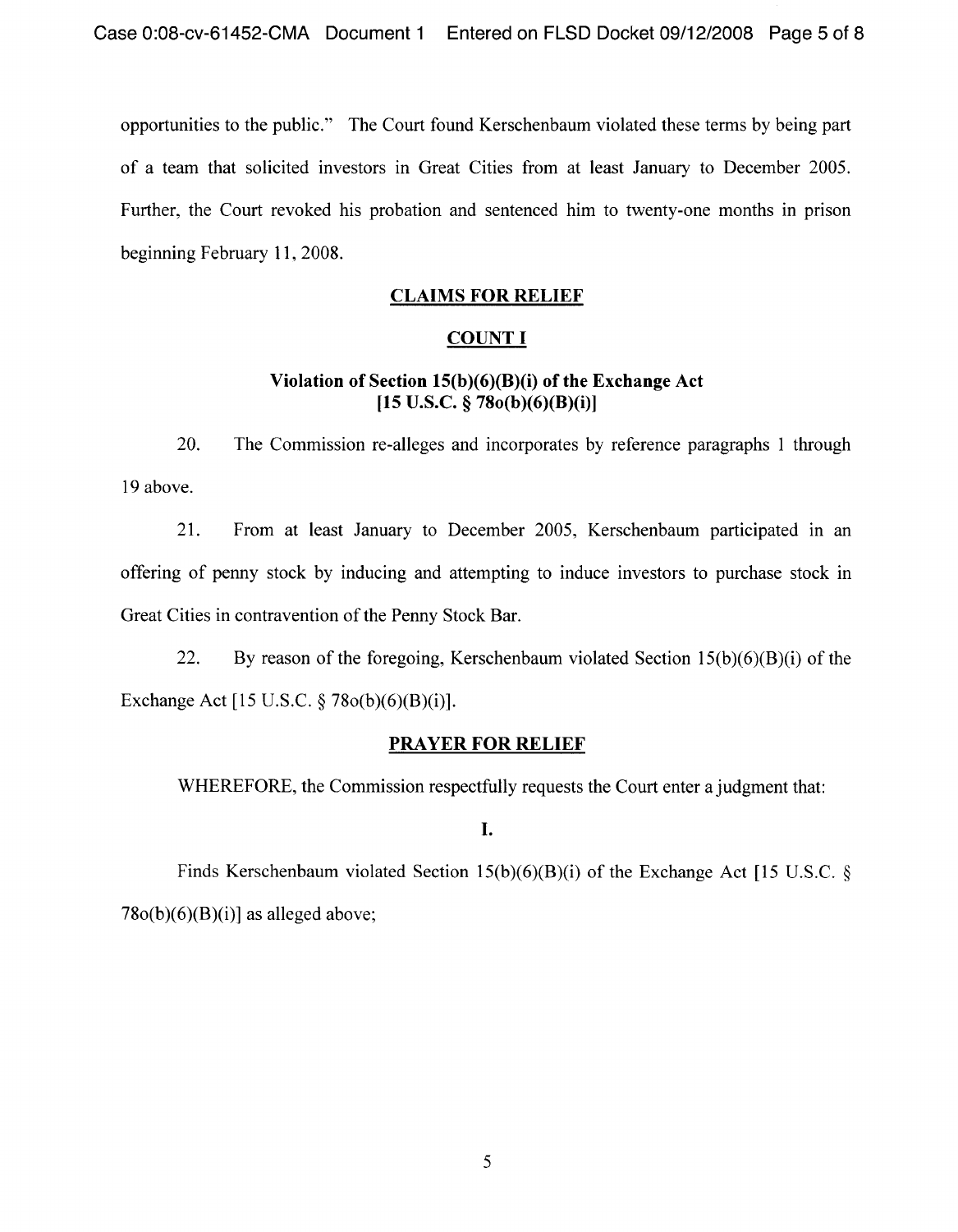opportunities to the public." The Court found Kerschenbaum violated these terms by being part of a team that solicited investors in Great Cities from at least January to December 2005. Further, the Court revoked his probation and sentenced him to twenty-one months in prison beginning February 11, 2008.

## CLAIMS FOR RELIEF

## COUNT I

### Violation of Section 15(b)(6)(B)(i) of the Exchange Act [15 U.S.C. § 78o(b)(6)(B)(i)]

20. The Commission re-alleges and incorporates by reference paragraphs 1 through 19 above.

21. From at least January to December 2005, Kerschenbaum participated in an offering of penny stock by inducing and attempting to induce investors to purchase stock in Great Cities in contravention of the Penny Stock Bar.

22. By reason of the foregoing, Kerschenbaum violated Section 15(b)(6)(B)(i) of the Exchange Act [15 U.S.C. § 78o(b)(6)(B)(i)].

## PRAYER FOR RELIEF

WHEREFORE, the Commission respectfully requests the Court enter a judgment that:

**I.**

Finds Kerschenbaum violated Section 15(b)(6)(B)(i) of the Exchange Act [15 U.S.C. § 78o(b)(6)(B)(i)] as alleged above;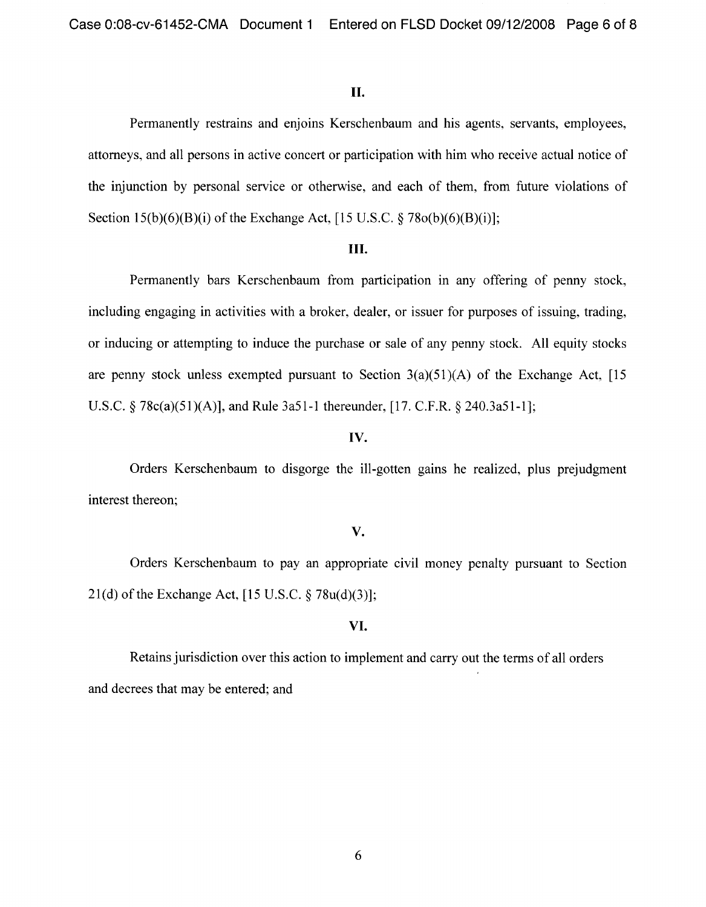## II.

Permanently restrains and enjoins Kerschenbaum and his agents, servants, employees, attorneys, and all persons in active concert or participation with him who receive actual notice of the injunction by personal service or otherwise, and each of them, from future violations of Section 15(b)(6)(B)(i) of the Exchange Act, [15 U.S.C. § 78o(b)(6)(B)(i)];

## III.

Permanently bars Kerschenbaum from participation in any offering of penny stock, including engaging in activities with a broker, dealer, or issuer for purposes of issuing, trading, or inducing or attempting to induce the purchase or sale of any penny stock. All equity stocks are penny stock unless exempted pursuant to Section 3(a)(51)(A) of the Exchange Act, [15 U.S.C. § 78c(a)(51)(A)], and Rule 3a51-1 thereunder, [17. C.F.R. § 240.3a51-1];

## IV.

Orders Kerschenbaum to disgorge the ill-gotten gains he realized, plus prejudgment interest thereon;

## V.

Orders Kerschenbaum to pay an appropriate civil money penalty pursuant to Section 21(d) of the Exchange Act, [15 U.S.C. § 78u(d)(3)];

## VI.

Retains jurisdiction over this action to implement and carry out the terms of all orders and decrees that may be entered; and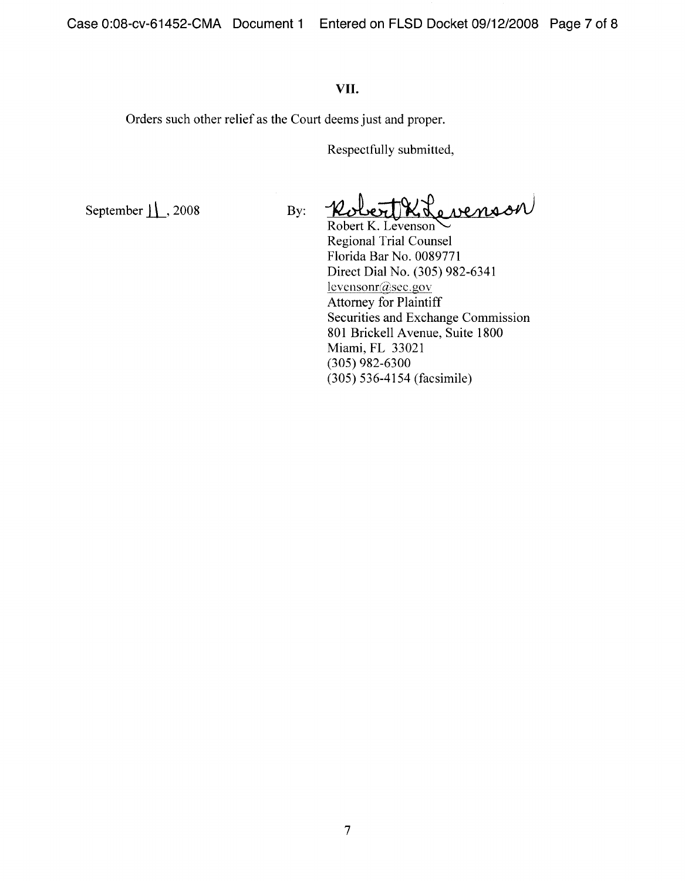## VII.

Orders such other relief as the Court deems just and proper.

Respectfully submitted,

September 11, 2008

By: Robert K. Levenson

Robert K. Levenson
Regional Trial Counsel
Florida Bar No. 0089771
Direct Dial No. (305) 982-6341
levensonr@sec.gov
Attorney for Plaintiff
Securities and Exchange Commission
801 Brickell Avenue, Suite 1800
Miami, FL 33021
(305) 982-6300
(305) 536-4154 (facsimile)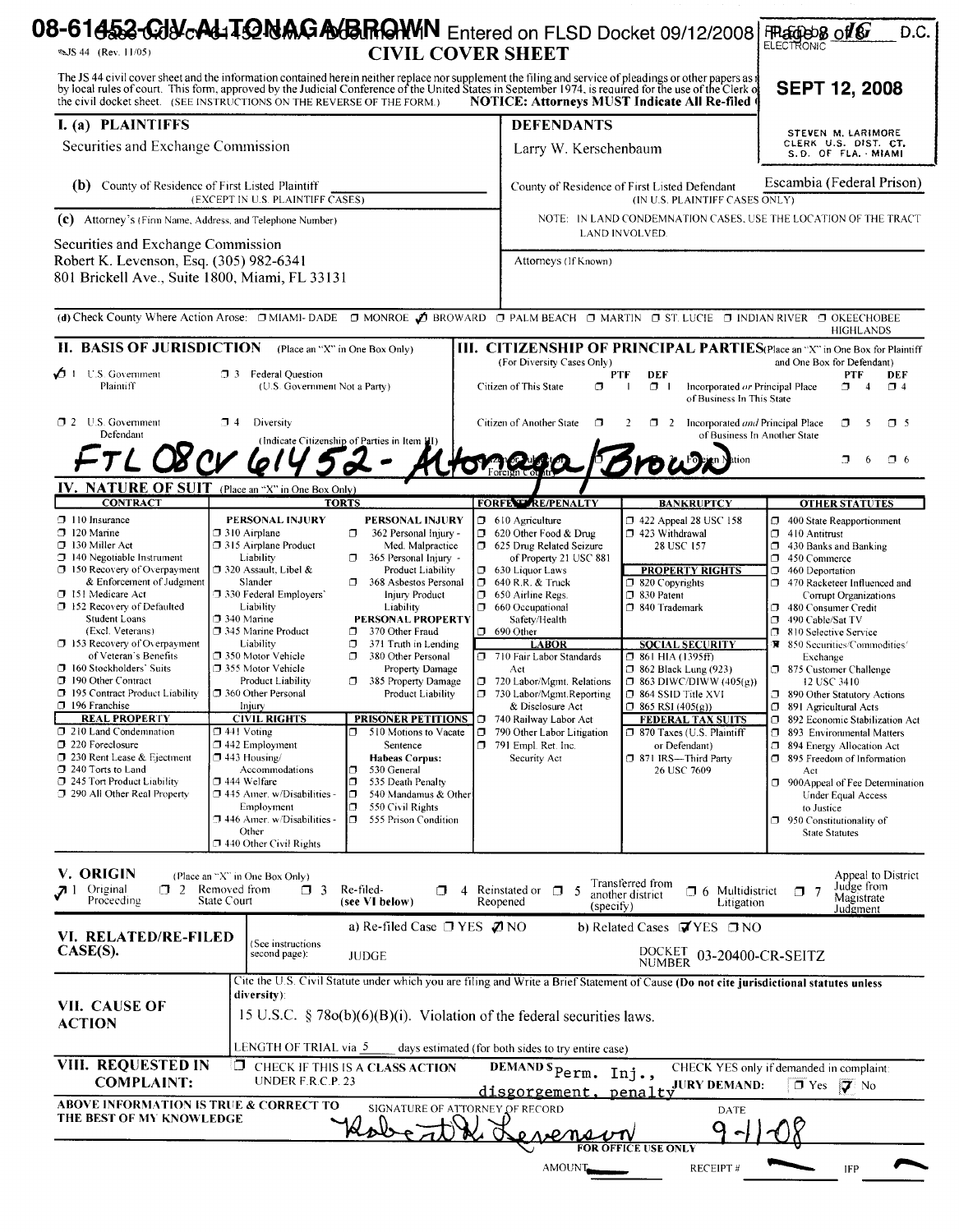08-61452-CIV-ALTONAGA/BROWN Entered on FLSD Docket 09/12/2008

JS 44 (Rev. 11/05)

# CIVIL COVER SHEET

FILED by D.C. ELECTRONIC

**SEPT 12, 2008**

STEVEN M. LARIMORE
CLERK U.S. DIST. CT.
S.D. OF FLA. - MIAMI

The JS 44 civil cover sheet and the information contained herein neither replace nor supplement the filing and service of pleadings or other papers as required by law, except as provided by local rules of court. This form, approved by the Judicial Conference of the United States in September 1974, is required for the use of the Clerk of Court for the purpose of initiating the civil docket sheet. (SEE INSTRUCTIONS ON THE REVERSE OF THE FORM.) **NOTICE: Attorneys MUST Indicate All Re-filed Cases Below.**

## I. (a) PLAINTIFFS

Securities and Exchange Commission

**DEFENDANTS**

Larry W. Kerschenbaum

**(b)** County of Residence of First Listed Plaintiff
(EXCEPT IN U.S. PLAINTIFF CASES)

County of Residence of First Listed Defendant: Escambia (Federal Prison)
(IN U.S. PLAINTIFF CASES ONLY)

NOTE: IN LAND CONDEMNATION CASES, USE THE LOCATION OF THE TRACT LAND INVOLVED.

**(c)** Attorney's (Firm Name, Address, and Telephone Number)

Securities and Exchange Commission
Robert K. Levenson, Esq. (305) 982-6341
801 Brickell Ave., Suite 1800, Miami, FL 33131

Attorneys (If Known)

**(d) Check County Where Action Arose:** ☐ MIAMI-DADE ☐ MONROE ☑ BROWARD ☐ PALM BEACH ☐ MARTIN ☐ ST. LUCIE ☐ INDIAN RIVER ☐ OKEECHOBEE HIGHLANDS

## II. BASIS OF JURISDICTION (Place an "X" in One Box Only)

- ☑ 1 U.S. Government Plaintiff
- ☐ 3 Federal Question (U.S. Government Not a Party)
- ☐ 2 U.S. Government Defendant
- ☐ 4 Diversity (Indicate Citizenship of Parties in Item III)

## III. CITIZENSHIP OF PRINCIPAL PARTIES (Place an "X" in One Box for Plaintiff and One Box for Defendant) (For Diversity Cases Only)

| | PTF | DEF | | PTF | DEF |
|---|---|---|---|---|---|
| Citizen of This State | ☐ 1 | ☐ 1 | Incorporated or Principal Place of Business In This State | ☐ 4 | ☐ 4 |
| Citizen of Another State | ☐ 2 | ☐ 2 | Incorporated and Principal Place of Business In Another State | ☐ 5 | ☐ 5 |
| Citizen or Subject of a Foreign Country | ☐ 3 | ☐ 3 | Foreign Nation | ☐ 6 | ☐ 6 |

FTL 08CV 61452 - Altonaga/Brown

## IV. NATURE OF SUIT (Place an "X" in One Box Only)

**CONTRACT:** ☐ 110 Insurance; ☐ 120 Marine; ☐ 130 Miller Act; ☐ 140 Negotiable Instrument; ☐ 150 Recovery of Overpayment & Enforcement of Judgment; ☐ 151 Medicare Act; ☐ 152 Recovery of Defaulted Student Loans (Excl. Veterans); ☐ 153 Recovery of Overpayment of Veteran's Benefits; ☐ 160 Stockholders' Suits; ☐ 190 Other Contract; ☐ 195 Contract Product Liability; ☐ 196 Franchise

**REAL PROPERTY:** ☐ 210 Land Condemnation; ☐ 220 Foreclosure; ☐ 230 Rent Lease & Ejectment; ☐ 240 Torts to Land; ☐ 245 Tort Product Liability; ☐ 290 All Other Real Property

**TORTS – PERSONAL INJURY:** ☐ 310 Airplane; ☐ 315 Airplane Product Liability; ☐ 320 Assault, Libel & Slander; ☐ 330 Federal Employers' Liability; ☐ 340 Marine; ☐ 345 Marine Product Liability; ☐ 350 Motor Vehicle; ☐ 355 Motor Vehicle Product Liability; ☐ 360 Other Personal Injury; ☐ 362 Personal Injury - Med. Malpractice; ☐ 365 Personal Injury - Product Liability; ☐ 368 Asbestos Personal Injury Product Liability

**PERSONAL PROPERTY:** ☐ 370 Other Fraud; ☐ 371 Truth in Lending; ☐ 380 Other Personal Property Damage; ☐ 385 Property Damage Product Liability

**CIVIL RIGHTS:** ☐ 441 Voting; ☐ 442 Employment; ☐ 443 Housing/Accommodations; ☐ 444 Welfare; ☐ 445 Amer. w/Disabilities - Employment; ☐ 446 Amer. w/Disabilities - Other; ☐ 440 Other Civil Rights

**PRISONER PETITIONS:** ☐ 510 Motions to Vacate Sentence; Habeas Corpus: ☐ 530 General; ☐ 535 Death Penalty; ☐ 540 Mandamus & Other; ☐ 550 Civil Rights; ☐ 555 Prison Condition

**FORFEITURE/PENALTY:** ☐ 610 Agriculture; ☐ 620 Other Food & Drug; ☐ 625 Drug Related Seizure of Property 21 USC 881; ☐ 630 Liquor Laws; ☐ 640 R.R. & Truck; ☐ 650 Airline Regs.; ☐ 660 Occupational Safety/Health; ☐ 690 Other

**LABOR:** ☐ 710 Fair Labor Standards Act; ☐ 720 Labor/Mgmt. Relations; ☐ 730 Labor/Mgmt.Reporting & Disclosure Act; ☐ 740 Railway Labor Act; ☐ 790 Other Labor Litigation; ☐ 791 Empl. Ret. Inc. Security Act

**BANKRUPTCY:** ☐ 422 Appeal 28 USC 158; ☐ 423 Withdrawal 28 USC 157

**PROPERTY RIGHTS:** ☐ 820 Copyrights; ☐ 830 Patent; ☐ 840 Trademark

**SOCIAL SECURITY:** ☐ 861 HIA (1395ff); ☐ 862 Black Lung (923); ☐ 863 DIWC/DIWW (405(g)); ☐ 864 SSID Title XVI; ☐ 865 RSI (405(g))

**FEDERAL TAX SUITS:** ☐ 870 Taxes (U.S. Plaintiff or Defendant); ☐ 871 IRS—Third Party 26 USC 7609

**OTHER STATUTES:** ☐ 400 State Reapportionment; ☐ 410 Antitrust; ☐ 430 Banks and Banking; ☐ 450 Commerce; ☐ 460 Deportation; ☐ 470 Racketeer Influenced and Corrupt Organizations; ☐ 480 Consumer Credit; ☐ 490 Cable/Sat TV; ☐ 810 Selective Service; ☒ 850 Securities/Commodities/Exchange; ☐ 875 Customer Challenge 12 USC 3410; ☐ 890 Other Statutory Actions; ☐ 891 Agricultural Acts; ☐ 892 Economic Stabilization Act; ☐ 893 Environmental Matters; ☐ 894 Energy Allocation Act; ☐ 895 Freedom of Information Act; ☐ 900Appeal of Fee Determination Under Equal Access to Justice; ☐ 950 Constitutionality of State Statutes

## V. ORIGIN (Place an "X" in One Box Only)

☑ 1 Original Proceeding ☐ 2 Removed from State Court ☐ 3 Re-filed- (see VI below) ☐ 4 Reinstated or Reopened ☐ 5 Transferred from another district (specify) ☐ 6 Multidistrict Litigation ☐ 7 Appeal to District Judge from Magistrate Judgment

## VI. RELATED/RE-FILED CASE(S).

(See instructions second page):

a) Re-filed Case ☐ YES ☑ NO b) Related Cases ☑ YES ☐ NO

JUDGE DOCKET NUMBER 03-20400-CR-SEITZ

## VII. CAUSE OF ACTION

Cite the U.S. Civil Statute under which you are filing and Write a Brief Statement of Cause (Do not cite jurisdictional statutes unless diversity):

15 U.S.C. § 78o(b)(6)(B)(i). Violation of the federal securities laws.

LENGTH OF TRIAL via 5 days estimated (for both sides to try entire case)

## VIII. REQUESTED IN COMPLAINT:

☐ CHECK IF THIS IS A CLASS ACTION UNDER F.R.C.P. 23

DEMAND $ Perm. Inj., disgorgement, penalty

CHECK YES only if demanded in complaint: JURY DEMAND: ☐ Yes ☑ No

**ABOVE INFORMATION IS TRUE & CORRECT TO THE BEST OF MY KNOWLEDGE**

SIGNATURE OF ATTORNEY OF RECORD: Robert K. Levenson DATE: 9-11-08

FOR OFFICE USE ONLY

AMOUNT ____ RECEIPT # ____ IFP ____